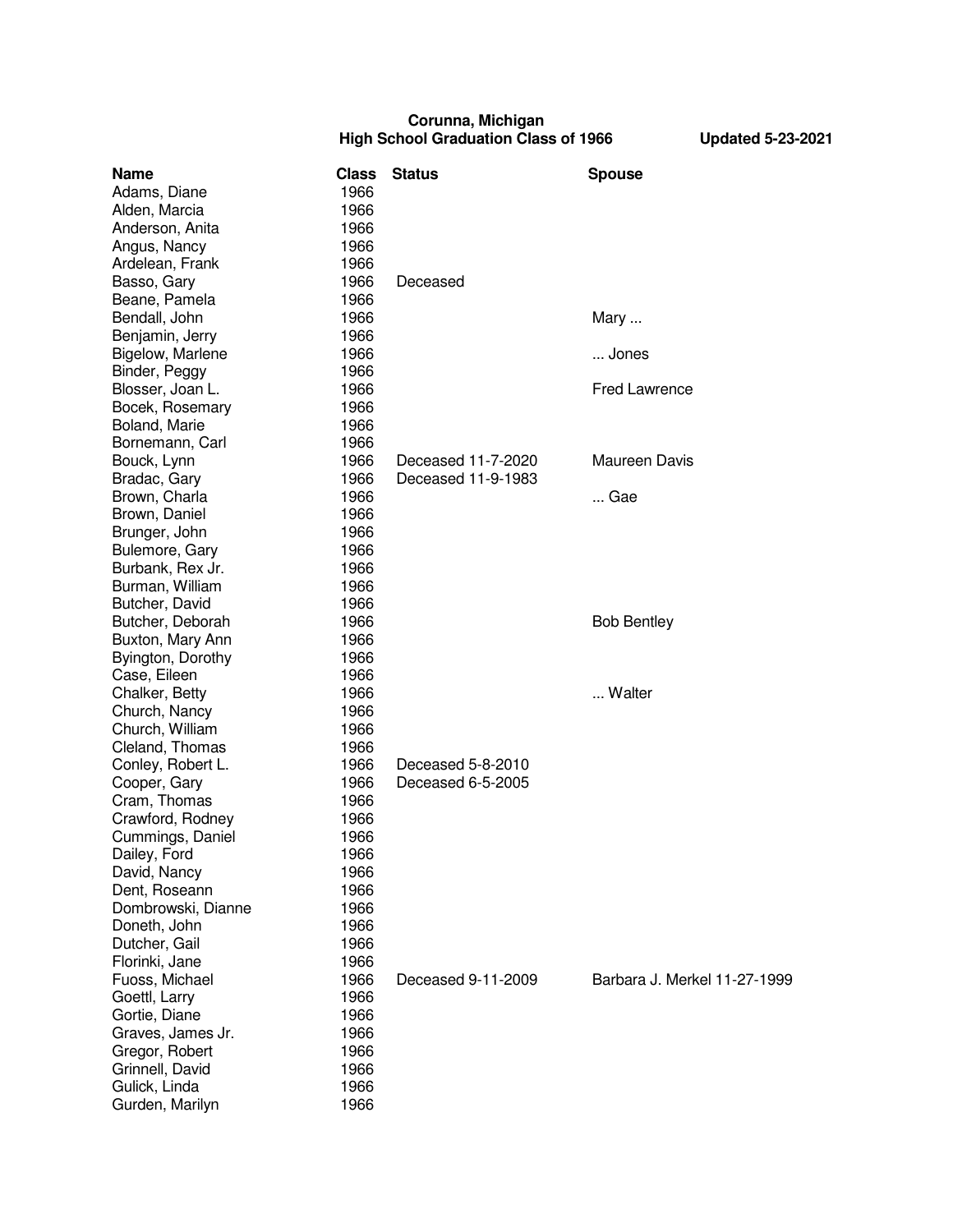**Corunna, Michigan**
**High School Graduation Class of 1966** **Updated 5-23-2021**

| Name | Class | Status | Spouse |
|---|---|---|---|
| Adams, Diane | 1966 | | |
| Alden, Marcia | 1966 | | |
| Anderson, Anita | 1966 | | |
| Angus, Nancy | 1966 | | |
| Ardelean, Frank | 1966 | | |
| Basso, Gary | 1966 | Deceased | |
| Beane, Pamela | 1966 | | |
| Bendall, John | 1966 | | Mary ... |
| Benjamin, Jerry | 1966 | | |
| Bigelow, Marlene | 1966 | | ... Jones |
| Binder, Peggy | 1966 | | |
| Blosser, Joan L. | 1966 | | Fred Lawrence |
| Bocek, Rosemary | 1966 | | |
| Boland, Marie | 1966 | | |
| Bornemann, Carl | 1966 | | |
| Bouck, Lynn | 1966 | Deceased 11-7-2020 | Maureen Davis |
| Bradac, Gary | 1966 | Deceased 11-9-1983 | |
| Brown, Charla | 1966 | | ... Gae |
| Brown, Daniel | 1966 | | |
| Brunger, John | 1966 | | |
| Bulemore, Gary | 1966 | | |
| Burbank, Rex Jr. | 1966 | | |
| Burman, William | 1966 | | |
| Butcher, David | 1966 | | |
| Butcher, Deborah | 1966 | | Bob Bentley |
| Buxton, Mary Ann | 1966 | | |
| Byington, Dorothy | 1966 | | |
| Case, Eileen | 1966 | | |
| Chalker, Betty | 1966 | | ... Walter |
| Church, Nancy | 1966 | | |
| Church, William | 1966 | | |
| Cleland, Thomas | 1966 | | |
| Conley, Robert L. | 1966 | Deceased 5-8-2010 | |
| Cooper, Gary | 1966 | Deceased 6-5-2005 | |
| Cram, Thomas | 1966 | | |
| Crawford, Rodney | 1966 | | |
| Cummings, Daniel | 1966 | | |
| Dailey, Ford | 1966 | | |
| David, Nancy | 1966 | | |
| Dent, Roseann | 1966 | | |
| Dombrowski, Dianne | 1966 | | |
| Doneth, John | 1966 | | |
| Dutcher, Gail | 1966 | | |
| Florinki, Jane | 1966 | | |
| Fuoss, Michael | 1966 | Deceased 9-11-2009 | Barbara J. Merkel 11-27-1999 |
| Goettl, Larry | 1966 | | |
| Gortie, Diane | 1966 | | |
| Graves, James Jr. | 1966 | | |
| Gregor, Robert | 1966 | | |
| Grinnell, David | 1966 | | |
| Gulick, Linda | 1966 | | |
| Gurden, Marilyn | 1966 | | |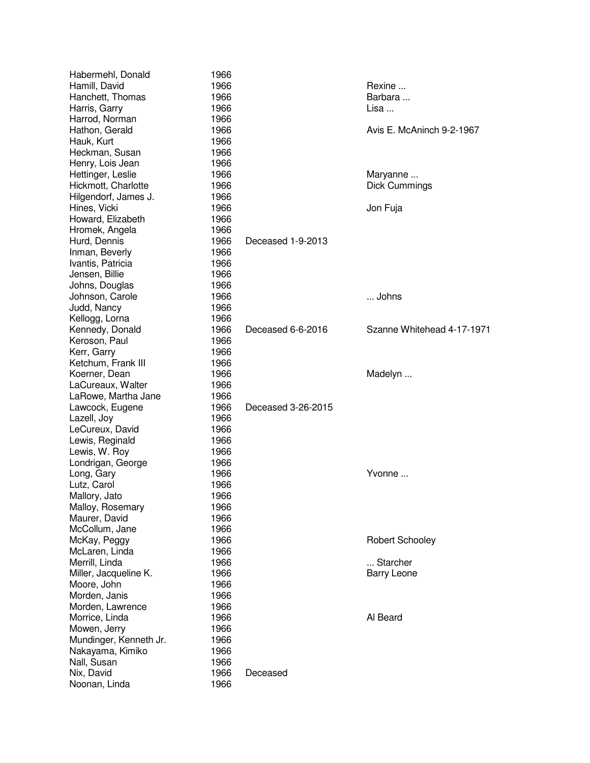| | | | |
|---|---|---|---|
| Habermehl, Donald | 1966 | | |
| Hamill, David | 1966 | | Rexine ... |
| Hanchett, Thomas | 1966 | | Barbara ... |
| Harris, Garry | 1966 | | Lisa ... |
| Harrod, Norman | 1966 | | |
| Hathon, Gerald | 1966 | | Avis E. McAninch 9-2-1967 |
| Hauk, Kurt | 1966 | | |
| Heckman, Susan | 1966 | | |
| Henry, Lois Jean | 1966 | | |
| Hettinger, Leslie | 1966 | | Maryanne ... |
| Hickmott, Charlotte | 1966 | | Dick Cummings |
| Hilgendorf, James J. | 1966 | | |
| Hines, Vicki | 1966 | | Jon Fuja |
| Howard, Elizabeth | 1966 | | |
| Hromek, Angela | 1966 | | |
| Hurd, Dennis | 1966 | Deceased 1-9-2013 | |
| Inman, Beverly | 1966 | | |
| Ivantis, Patricia | 1966 | | |
| Jensen, Billie | 1966 | | |
| Johns, Douglas | 1966 | | |
| Johnson, Carole | 1966 | | ... Johns |
| Judd, Nancy | 1966 | | |
| Kellogg, Lorna | 1966 | | |
| Kennedy, Donald | 1966 | Deceased 6-6-2016 | Szanne Whitehead 4-17-1971 |
| Keroson, Paul | 1966 | | |
| Kerr, Garry | 1966 | | |
| Ketchum, Frank III | 1966 | | |
| Koerner, Dean | 1966 | | Madelyn ... |
| LaCureaux, Walter | 1966 | | |
| LaRowe, Martha Jane | 1966 | | |
| Lawcock, Eugene | 1966 | Deceased 3-26-2015 | |
| Lazell, Joy | 1966 | | |
| LeCureux, David | 1966 | | |
| Lewis, Reginald | 1966 | | |
| Lewis, W. Roy | 1966 | | |
| Londrigan, George | 1966 | | |
| Long, Gary | 1966 | | Yvonne ... |
| Lutz, Carol | 1966 | | |
| Mallory, Jato | 1966 | | |
| Malloy, Rosemary | 1966 | | |
| Maurer, David | 1966 | | |
| McCollum, Jane | 1966 | | |
| McKay, Peggy | 1966 | | Robert Schooley |
| McLaren, Linda | 1966 | | |
| Merrill, Linda | 1966 | | ... Starcher |
| Miller, Jacqueline K. | 1966 | | Barry Leone |
| Moore, John | 1966 | | |
| Morden, Janis | 1966 | | |
| Morden, Lawrence | 1966 | | |
| Morrice, Linda | 1966 | | Al Beard |
| Mowen, Jerry | 1966 | | |
| Mundinger, Kenneth Jr. | 1966 | | |
| Nakayama, Kimiko | 1966 | | |
| Nall, Susan | 1966 | | |
| Nix, David | 1966 | Deceased | |
| Noonan, Linda | 1966 | | |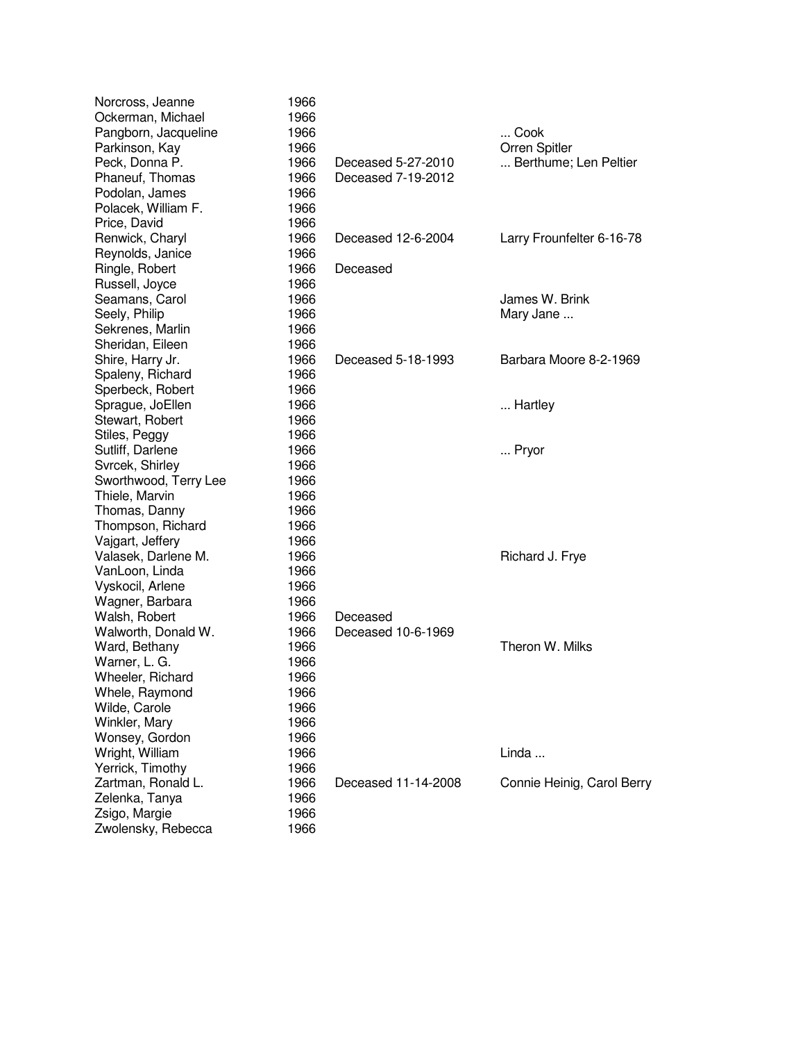| | | | |
|---|---|---|---|
| Norcross, Jeanne | 1966 | | |
| Ockerman, Michael | 1966 | | |
| Pangborn, Jacqueline | 1966 | | ... Cook |
| Parkinson, Kay | 1966 | | Orren Spitler |
| Peck, Donna P. | 1966 | Deceased 5-27-2010 | ... Berthume; Len Peltier |
| Phaneuf, Thomas | 1966 | Deceased 7-19-2012 | |
| Podolan, James | 1966 | | |
| Polacek, William F. | 1966 | | |
| Price, David | 1966 | | |
| Renwick, Charyl | 1966 | Deceased 12-6-2004 | Larry Frounfelter 6-16-78 |
| Reynolds, Janice | 1966 | | |
| Ringle, Robert | 1966 | Deceased | |
| Russell, Joyce | 1966 | | |
| Seamans, Carol | 1966 | | James W. Brink |
| Seely, Philip | 1966 | | Mary Jane ... |
| Sekrenes, Marlin | 1966 | | |
| Sheridan, Eileen | 1966 | | |
| Shire, Harry Jr. | 1966 | Deceased 5-18-1993 | Barbara Moore 8-2-1969 |
| Spaleny, Richard | 1966 | | |
| Sperbeck, Robert | 1966 | | |
| Sprague, JoEllen | 1966 | | ... Hartley |
| Stewart, Robert | 1966 | | |
| Stiles, Peggy | 1966 | | |
| Sutliff, Darlene | 1966 | | ... Pryor |
| Svrcek, Shirley | 1966 | | |
| Sworthwood, Terry Lee | 1966 | | |
| Thiele, Marvin | 1966 | | |
| Thomas, Danny | 1966 | | |
| Thompson, Richard | 1966 | | |
| Vajgart, Jeffery | 1966 | | |
| Valasek, Darlene M. | 1966 | | Richard J. Frye |
| VanLoon, Linda | 1966 | | |
| Vyskocil, Arlene | 1966 | | |
| Wagner, Barbara | 1966 | | |
| Walsh, Robert | 1966 | Deceased | |
| Walworth, Donald W. | 1966 | Deceased 10-6-1969 | |
| Ward, Bethany | 1966 | | Theron W. Milks |
| Warner, L. G. | 1966 | | |
| Wheeler, Richard | 1966 | | |
| Whele, Raymond | 1966 | | |
| Wilde, Carole | 1966 | | |
| Winkler, Mary | 1966 | | |
| Wonsey, Gordon | 1966 | | |
| Wright, William | 1966 | | Linda ... |
| Yerrick, Timothy | 1966 | | |
| Zartman, Ronald L. | 1966 | Deceased 11-14-2008 | Connie Heinig, Carol Berry |
| Zelenka, Tanya | 1966 | | |
| Zsigo, Margie | 1966 | | |
| Zwolensky, Rebecca | 1966 | | |